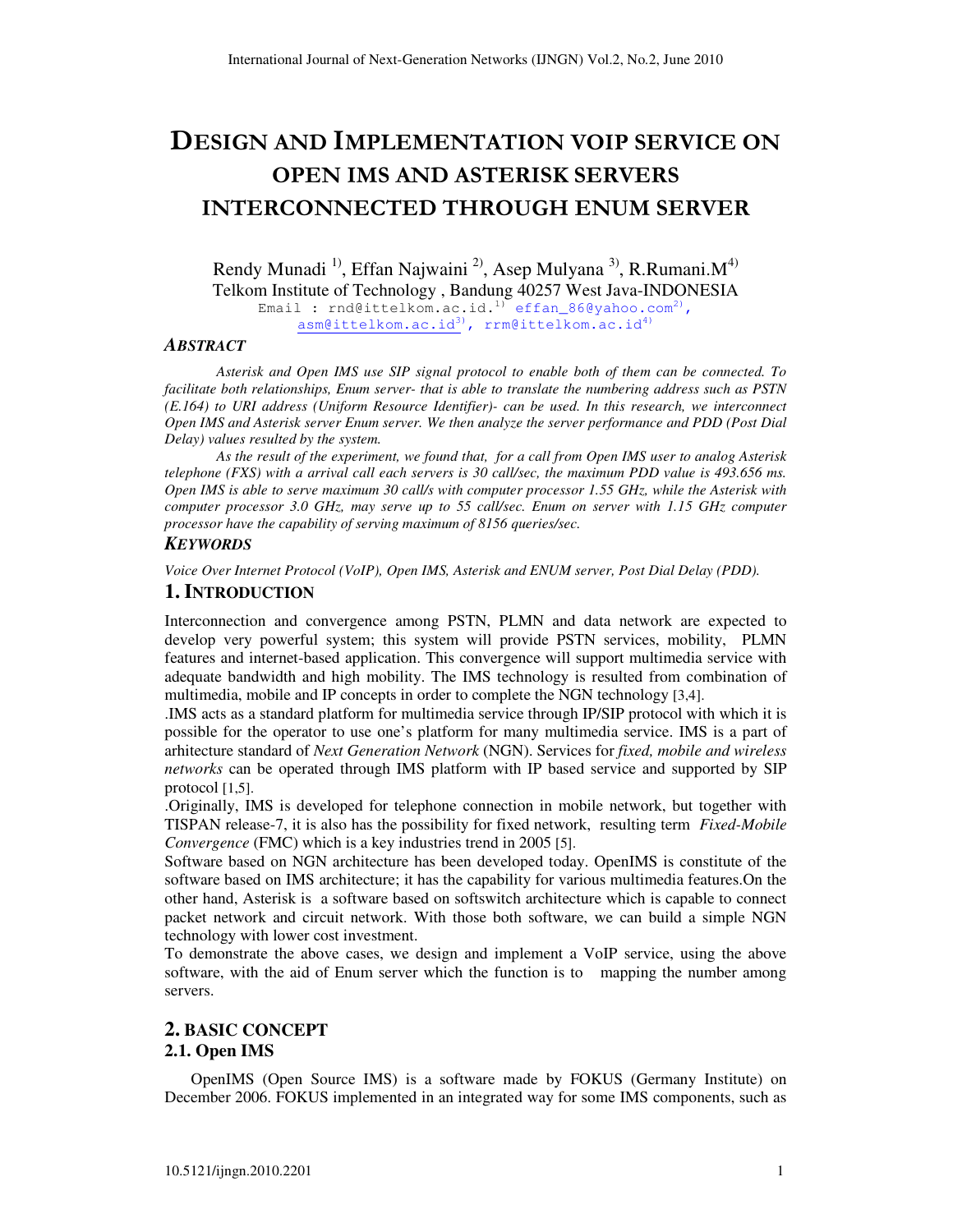# DESIGN AND IMPLEMENTATION VOIP SERVICE ON OPEN IMS AND ASTERISK SERVERS INTERCONNECTED THROUGH ENUM SERVER

Rendy Munadi [1], Effan Najwaini [2], Asep Mulyana [3], R.Rumani.M[4]

Telkom Institute of Technology , Bandung 40257 West Java-INDONESIA

Email : rnd@ittelkom.ac.id.[1] effan_86@yahoo.com[2], asm@ittelkom.ac.id[3], rrm@ittelkom.ac.id[4]

### *ABSTRACT*

*Asterisk and Open IMS use SIP signal protocol to enable both of them can be connected. To facilitate both relationships, Enum server- that is able to translate the numbering address such as PSTN (E.164) to URI address (Uniform Resource Identifier)- can be used. In this research, we interconnect Open IMS and Asterisk server Enum server. We then analyze the server performance and PDD (Post Dial Delay) values resulted by the system.*

*As the result of the experiment, we found that, for a call from Open IMS user to analog Asterisk telephone (FXS) with a arrival call each servers is 30 call/sec, the maximum PDD value is 493.656 ms. Open IMS is able to serve maximum 30 call/s with computer processor 1.55 GHz, while the Asterisk with computer processor 3.0 GHz, may serve up to 55 call/sec. Enum on server with 1.15 GHz computer processor have the capability of serving maximum of 8156 queries/sec.*

### *KEYWORDS*

*Voice Over Internet Protocol (VoIP), Open IMS, Asterisk and ENUM server, Post Dial Delay (PDD).*

## 1. INTRODUCTION

Interconnection and convergence among PSTN, PLMN and data network are expected to develop very powerful system; this system will provide PSTN services, mobility, PLMN features and internet-based application. This convergence will support multimedia service with adequate bandwidth and high mobility. The IMS technology is resulted from combination of multimedia, mobile and IP concepts in order to complete the NGN technology [3,4].

.IMS acts as a standard platform for multimedia service through IP/SIP protocol with which it is possible for the operator to use one's platform for many multimedia service. IMS is a part of arhitecture standard of *Next Generation Network* (NGN). Services for *fixed, mobile and wireless networks* can be operated through IMS platform with IP based service and supported by SIP protocol [1,5].

.Originally, IMS is developed for telephone connection in mobile network, but together with TISPAN release-7, it is also has the possibility for fixed network, resulting term *Fixed-Mobile Convergence* (FMC) which is a key industries trend in 2005 [5].

Software based on NGN architecture has been developed today. OpenIMS is constitute of the software based on IMS architecture; it has the capability for various multimedia features.On the other hand, Asterisk is a software based on softswitch architecture which is capable to connect packet network and circuit network. With those both software, we can build a simple NGN technology with lower cost investment.

To demonstrate the above cases, we design and implement a VoIP service, using the above software, with the aid of Enum server which the function is to mapping the number among servers.

## 2. BASIC CONCEPT

### 2.1. Open IMS

OpenIMS (Open Source IMS) is a software made by FOKUS (Germany Institute) on December 2006. FOKUS implemented in an integrated way for some IMS components, such as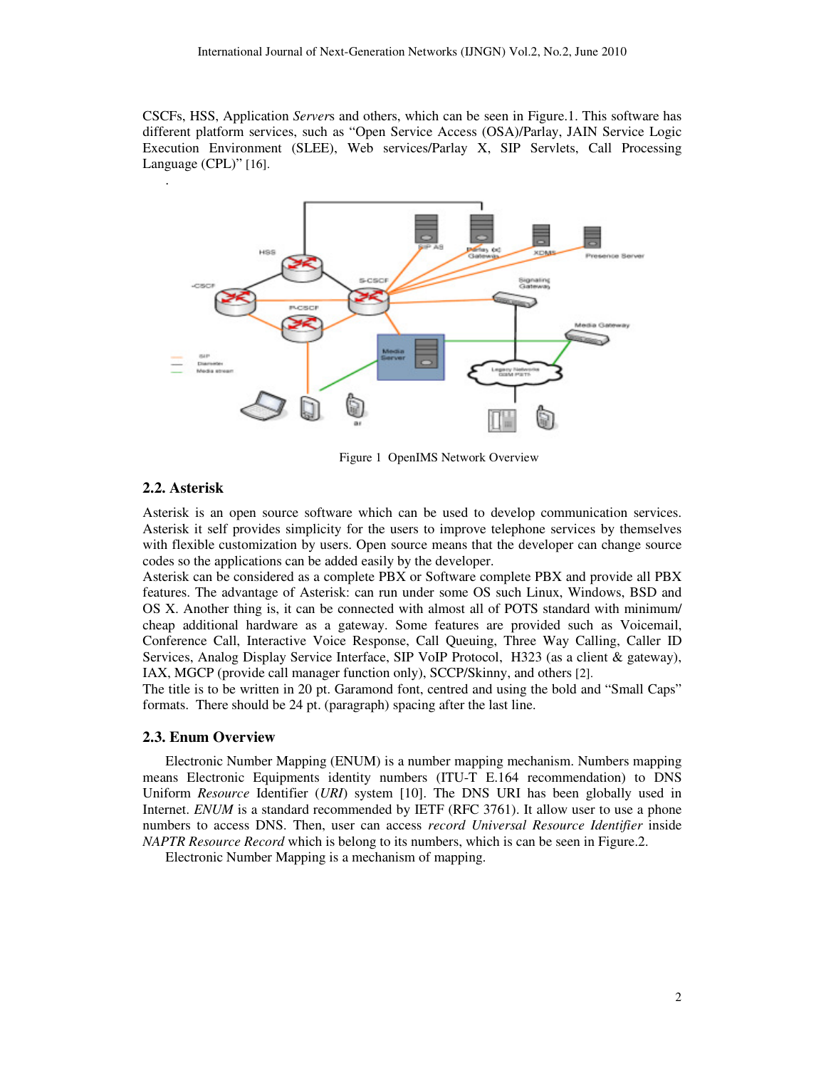CSCFs, HSS, Application *Server*s and others, which can be seen in Figure.1. This software has different platform services, such as "Open Service Access (OSA)/Parlay, JAIN Service Logic Execution Environment (SLEE), Web services/Parlay X, SIP Servlets, Call Processing Language (CPL)" [16].

.

Figure 1 OpenIMS Network Overview

### 2.2. Asterisk

Asterisk is an open source software which can be used to develop communication services. Asterisk it self provides simplicity for the users to improve telephone services by themselves with flexible customization by users. Open source means that the developer can change source codes so the applications can be added easily by the developer.
Asterisk can be considered as a complete PBX or Software complete PBX and provide all PBX features. The advantage of Asterisk: can run under some OS such Linux, Windows, BSD and OS X. Another thing is, it can be connected with almost all of POTS standard with minimum/ cheap additional hardware as a gateway. Some features are provided such as Voicemail, Conference Call, Interactive Voice Response, Call Queuing, Three Way Calling, Caller ID Services, Analog Display Service Interface, SIP VoIP Protocol, H323 (as a client & gateway), IAX, MGCP (provide call manager function only), SCCP/Skinny, and others [2].
The title is to be written in 20 pt. Garamond font, centred and using the bold and "Small Caps" formats. There should be 24 pt. (paragraph) spacing after the last line.

### 2.3. Enum Overview

Electronic Number Mapping (ENUM) is a number mapping mechanism. Numbers mapping means Electronic Equipments identity numbers (ITU-T E.164 recommendation) to DNS Uniform *Resource* Identifier (*URI*) system [10]. The DNS URI has been globally used in Internet. *ENUM* is a standard recommended by IETF (RFC 3761). It allow user to use a phone numbers to access DNS. Then, user can access *record Universal Resource Identifier* inside *NAPTR Resource Record* which is belong to its numbers, which is can be seen in Figure.2.

Electronic Number Mapping is a mechanism of mapping.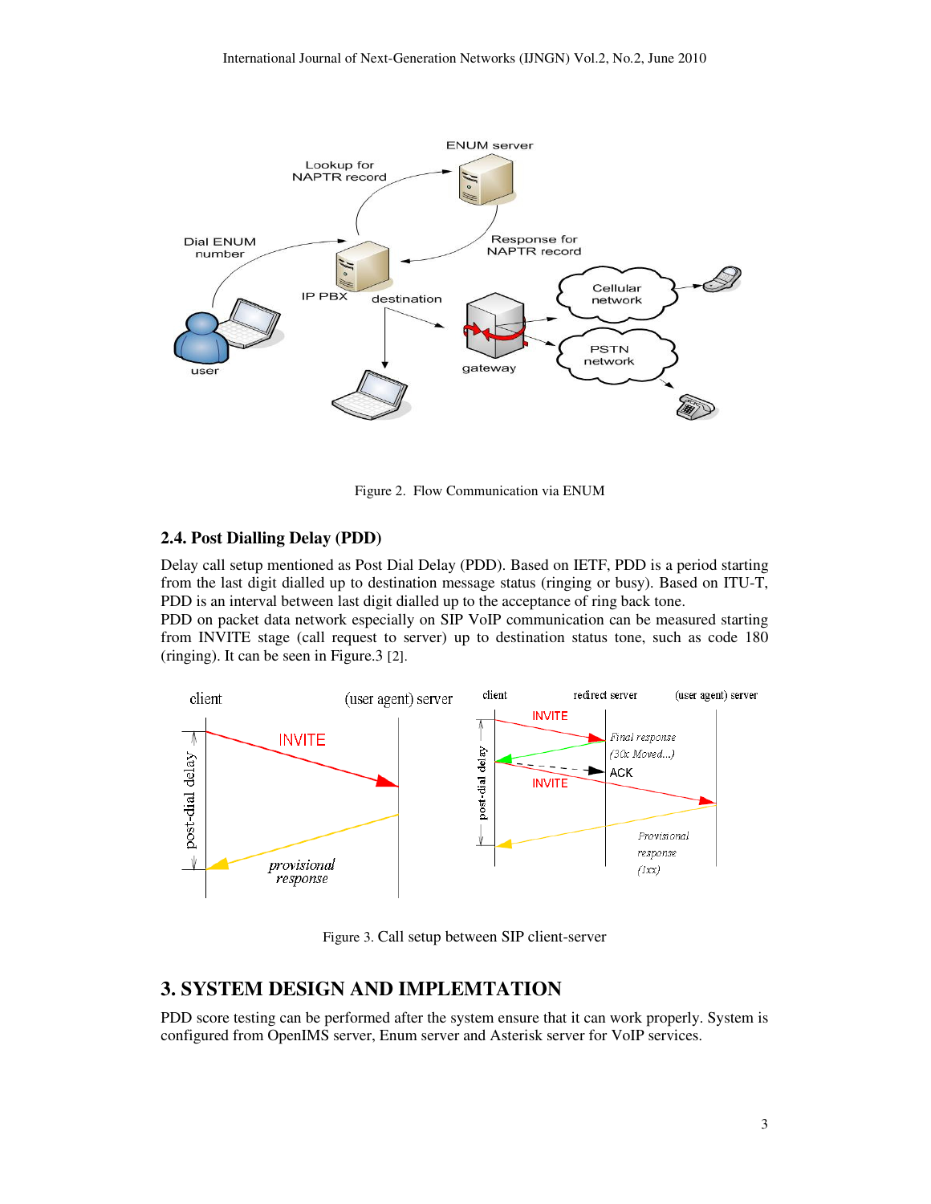Figure 2. Flow Communication via ENUM

### 2.4. Post Dialling Delay (PDD)

Delay call setup mentioned as Post Dial Delay (PDD). Based on IETF, PDD is a period starting from the last digit dialled up to destination message status (ringing or busy). Based on ITU-T, PDD is an interval between last digit dialled up to the acceptance of ring back tone.
PDD on packet data network especially on SIP VoIP communication can be measured starting from INVITE stage (call request to server) up to destination status tone, such as code 180 (ringing). It can be seen in Figure.3 [2].

Figure 3. Call setup between SIP client-server

## 3. SYSTEM DESIGN AND IMPLEMTATION

PDD score testing can be performed after the system ensure that it can work properly. System is configured from OpenIMS server, Enum server and Asterisk server for VoIP services.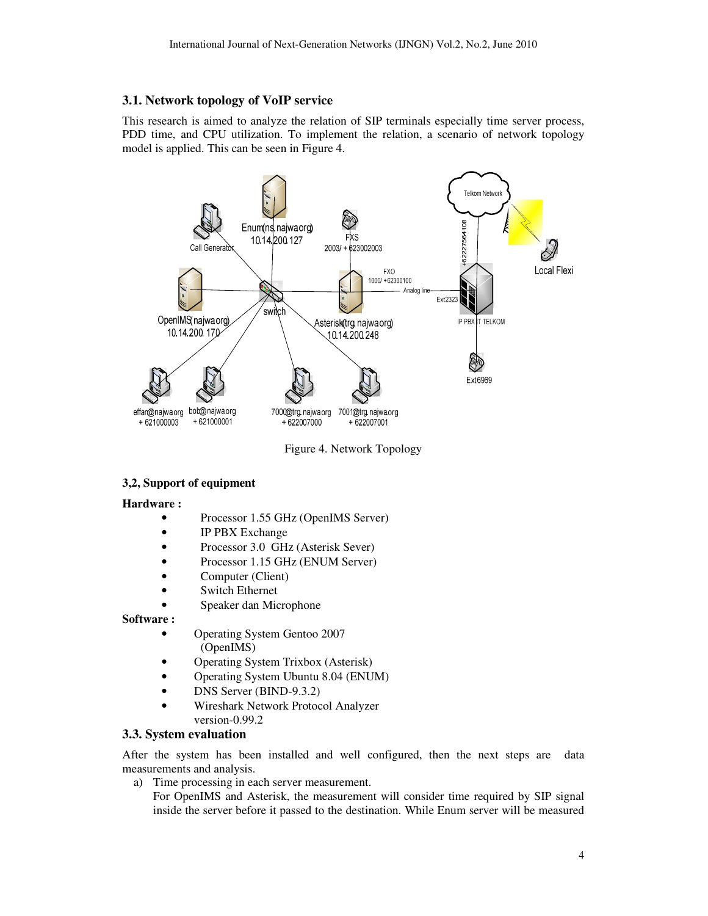### 3.1. Network topology of VoIP service

This research is aimed to analyze the relation of SIP terminals especially time server process, PDD time, and CPU utilization. To implement the relation, a scenario of network topology model is applied. This can be seen in Figure 4.

Figure 4. Network Topology

### 3,2, Support of equipment

**Hardware :**

- Processor 1.55 GHz (OpenIMS Server)
- IP PBX Exchange
- Processor 3.0 GHz (Asterisk Sever)
- Processor 1.15 GHz (ENUM Server)
- Computer (Client)
- Switch Ethernet
- Speaker dan Microphone

**Software :**

- Operating System Gentoo 2007 (OpenIMS)
- Operating System Trixbox (Asterisk)
- Operating System Ubuntu 8.04 (ENUM)
- DNS Server (BIND-9.3.2)
- Wireshark Network Protocol Analyzer version-0.99.2

### 3.3. System evaluation

After the system has been installed and well configured, then the next steps are data measurements and analysis.

a) Time processing in each server measurement.
   For OpenIMS and Asterisk, the measurement will consider time required by SIP signal inside the server before it passed to the destination. While Enum server will be measured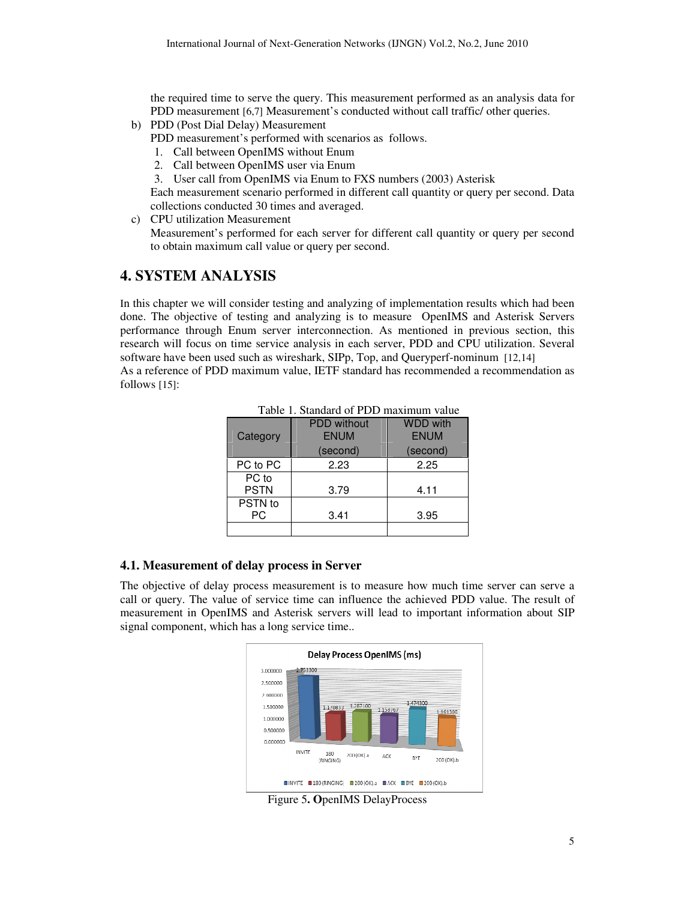the required time to serve the query. This measurement performed as an analysis data for PDD measurement [6,7] Measurement's conducted without call traffic/ other queries.

b) PDD (Post Dial Delay) Measurement

PDD measurement's performed with scenarios as follows.

1. Call between OpenIMS without Enum
2. Call between OpenIMS user via Enum
3. User call from OpenIMS via Enum to FXS numbers (2003) Asterisk

Each measurement scenario performed in different call quantity or query per second. Data collections conducted 30 times and averaged.

c) CPU utilization Measurement

Measurement's performed for each server for different call quantity or query per second to obtain maximum call value or query per second.

## 4. SYSTEM ANALYSIS

In this chapter we will consider testing and analyzing of implementation results which had been done. The objective of testing and analyzing is to measure OpenIMS and Asterisk Servers performance through Enum server interconnection. As mentioned in previous section, this research will focus on time service analysis in each server, PDD and CPU utilization. Several software have been used such as wireshark, SIPp, Top, and Queryperf-nominum [12,14]

As a reference of PDD maximum value, IETF standard has recommended a recommendation as follows [15]:

Table 1. Standard of PDD maximum value

| Category | PDD without ENUM (second) | WDD with ENUM (second) |
|---|---|---|
| PC to PC | 2.23 | 2.25 |
| PC to PSTN | 3.79 | 4.11 |
| PSTN to PC | 3.41 | 3.95 |
| | | |

### 4.1. Measurement of delay process in Server

The objective of delay process measurement is to measure how much time server can serve a call or query. The value of service time can influence the achieved PDD value. The result of measurement in OpenIMS and Asterisk servers will lead to important information about SIP signal component, which has a long service time..

Figure 5. OpenIMS DelayProcess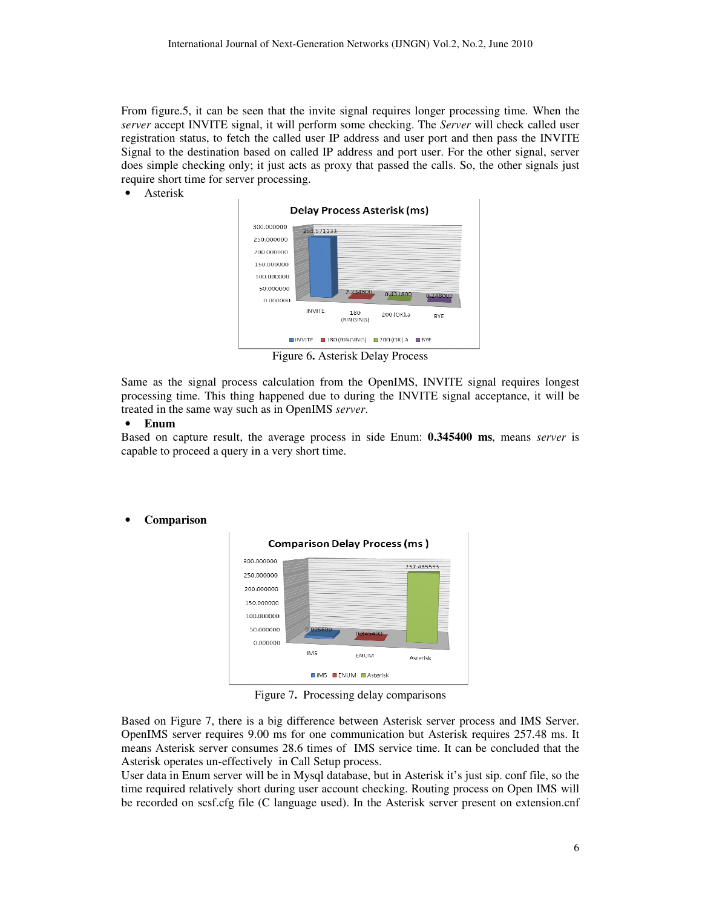From figure.5, it can be seen that the invite signal requires longer processing time. When the *server* accept INVITE signal, it will perform some checking. The *Server* will check called user registration status, to fetch the called user IP address and user port and then pass the INVITE Signal to the destination based on called IP address and port user. For the other signal, server does simple checking only; it just acts as proxy that passed the calls. So, the other signals just require short time for server processing.

- Asterisk

Figure 6**.** Asterisk Delay Process

Same as the signal process calculation from the OpenIMS, INVITE signal requires longest processing time. This thing happened due to during the INVITE signal acceptance, it will be treated in the same way such as in OpenIMS *server*.

- **Enum**

Based on capture result, the average process in side Enum: **0.345400 ms**, means *server* is capable to proceed a query in a very short time.

- **Comparison**

Figure 7**.** Processing delay comparisons

Based on Figure 7, there is a big difference between Asterisk server process and IMS Server. OpenIMS server requires 9.00 ms for one communication but Asterisk requires 257.48 ms. It means Asterisk server consumes 28.6 times of IMS service time. It can be concluded that the Asterisk operates un-effectively in Call Setup process.

User data in Enum server will be in Mysql database, but in Asterisk it's just sip. conf file, so the time required relatively short during user account checking. Routing process on Open IMS will be recorded on scsf.cfg file (C language used). In the Asterisk server present on extension.cnf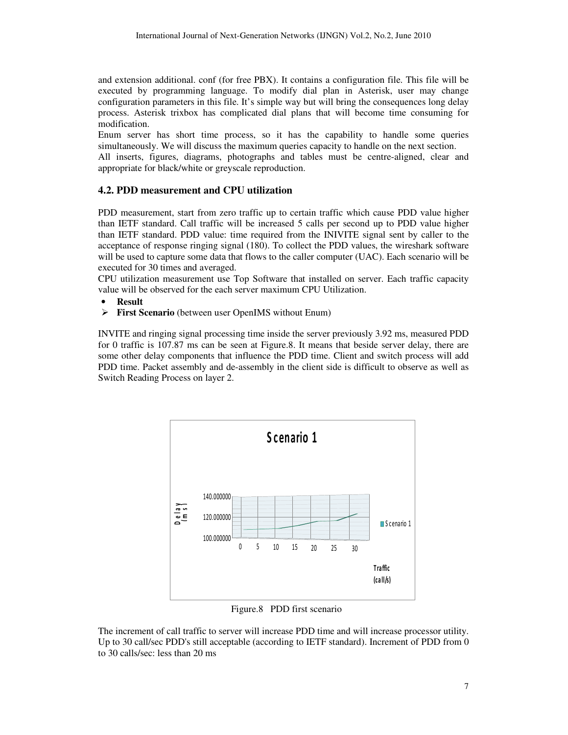and extension additional. conf (for free PBX). It contains a configuration file. This file will be executed by programming language. To modify dial plan in Asterisk, user may change configuration parameters in this file. It's simple way but will bring the consequences long delay process. Asterisk trixbox has complicated dial plans that will become time consuming for modification.

Enum server has short time process, so it has the capability to handle some queries simultaneously. We will discuss the maximum queries capacity to handle on the next section.

All inserts, figures, diagrams, photographs and tables must be centre-aligned, clear and appropriate for black/white or greyscale reproduction.

### 4.2. PDD measurement and CPU utilization

PDD measurement, start from zero traffic up to certain traffic which cause PDD value higher than IETF standard. Call traffic will be increased 5 calls per second up to PDD value higher than IETF standard. PDD value: time required from the INIVITE signal sent by caller to the acceptance of response ringing signal (180). To collect the PDD values, the wireshark software will be used to capture some data that flows to the caller computer (UAC). Each scenario will be executed for 30 times and averaged.

CPU utilization measurement use Top Software that installed on server. Each traffic capacity value will be observed for the each server maximum CPU Utilization.

- **Result**
- **First Scenario** (between user OpenIMS without Enum)

INVITE and ringing signal processing time inside the server previously 3.92 ms, measured PDD for 0 traffic is 107.87 ms can be seen at Figure.8. It means that beside server delay, there are some other delay components that influence the PDD time. Client and switch process will add PDD time. Packet assembly and de-assembly in the client side is difficult to observe as well as Switch Reading Process on layer 2.

Figure.8 PDD first scenario

The increment of call traffic to server will increase PDD time and will increase processor utility. Up to 30 call/sec PDD's still acceptable (according to IETF standard). Increment of PDD from 0 to 30 calls/sec: less than 20 ms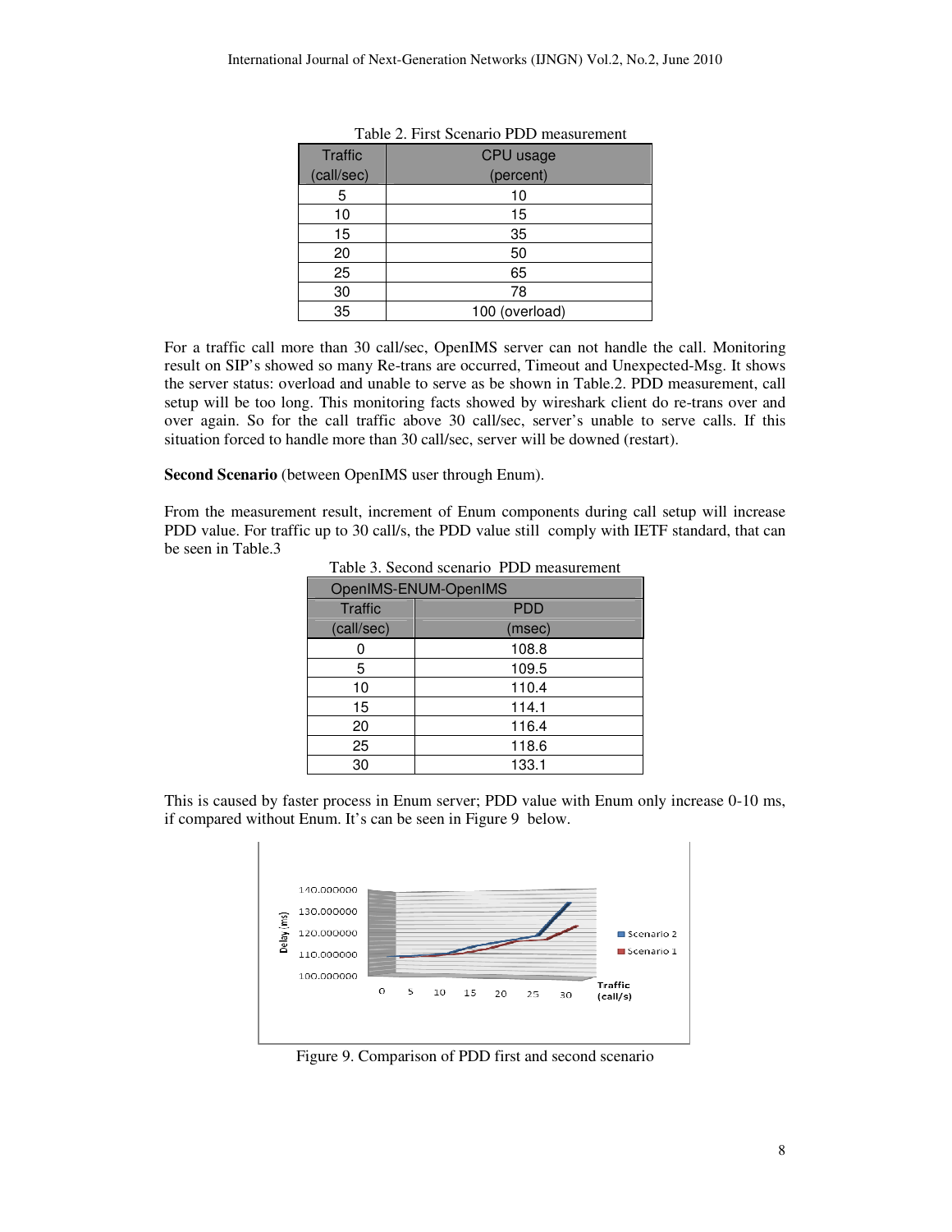Table 2. First Scenario PDD measurement

| Traffic (call/sec) | CPU usage (percent) |
|---|---|
| 5 | 10 |
| 10 | 15 |
| 15 | 35 |
| 20 | 50 |
| 25 | 65 |
| 30 | 78 |
| 35 | 100 (overload) |

For a traffic call more than 30 call/sec, OpenIMS server can not handle the call. Monitoring result on SIP's showed so many Re-trans are occurred, Timeout and Unexpected-Msg. It shows the server status: overload and unable to serve as be shown in Table.2. PDD measurement, call setup will be too long. This monitoring facts showed by wireshark client do re-trans over and over again. So for the call traffic above 30 call/sec, server's unable to serve calls. If this situation forced to handle more than 30 call/sec, server will be downed (restart).

**Second Scenario** (between OpenIMS user through Enum).

From the measurement result, increment of Enum components during call setup will increase PDD value. For traffic up to 30 call/s, the PDD value still comply with IETF standard, that can be seen in Table.3

Table 3. Second scenario PDD measurement

| OpenIMS-ENUM-OpenIMS | |
|---|---|
| Traffic (call/sec) | PDD (msec) |
| 0 | 108.8 |
| 5 | 109.5 |
| 10 | 110.4 |
| 15 | 114.1 |
| 20 | 116.4 |
| 25 | 118.6 |
| 30 | 133.1 |

This is caused by faster process in Enum server; PDD value with Enum only increase 0-10 ms, if compared without Enum. It's can be seen in Figure 9 below.

Figure 9. Comparison of PDD first and second scenario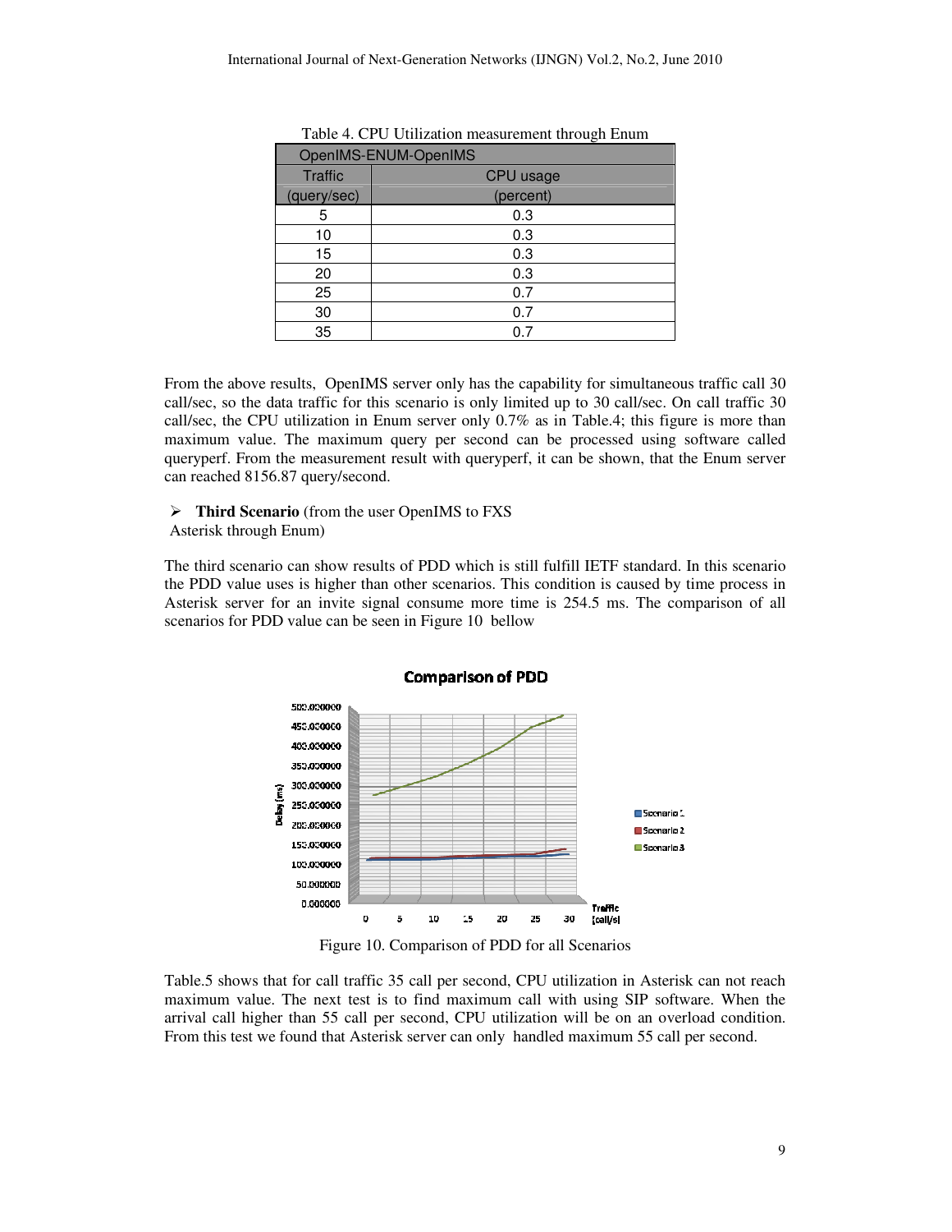Table 4. CPU Utilization measurement through Enum

| OpenIMS-ENUM-OpenIMS | |
|---|---|
| Traffic (query/sec) | CPU usage (percent) |
| 5 | 0.3 |
| 10 | 0.3 |
| 15 | 0.3 |
| 20 | 0.3 |
| 25 | 0.7 |
| 30 | 0.7 |
| 35 | 0.7 |

From the above results, OpenIMS server only has the capability for simultaneous traffic call 30 call/sec, so the data traffic for this scenario is only limited up to 30 call/sec. On call traffic 30 call/sec, the CPU utilization in Enum server only 0.7% as in Table.4; this figure is more than maximum value. The maximum query per second can be processed using software called queryperf. From the measurement result with queryperf, it can be shown, that the Enum server can reached 8156.87 query/second.

- **Third Scenario** (from the user OpenIMS to FXS Asterisk through Enum)

The third scenario can show results of PDD which is still fulfill IETF standard. In this scenario the PDD value uses is higher than other scenarios. This condition is caused by time process in Asterisk server for an invite signal consume more time is 254.5 ms. The comparison of all scenarios for PDD value can be seen in Figure 10 bellow

Figure 10. Comparison of PDD for all Scenarios

Table.5 shows that for call traffic 35 call per second, CPU utilization in Asterisk can not reach maximum value. The next test is to find maximum call with using SIP software. When the arrival call higher than 55 call per second, CPU utilization will be on an overload condition. From this test we found that Asterisk server can only handled maximum 55 call per second.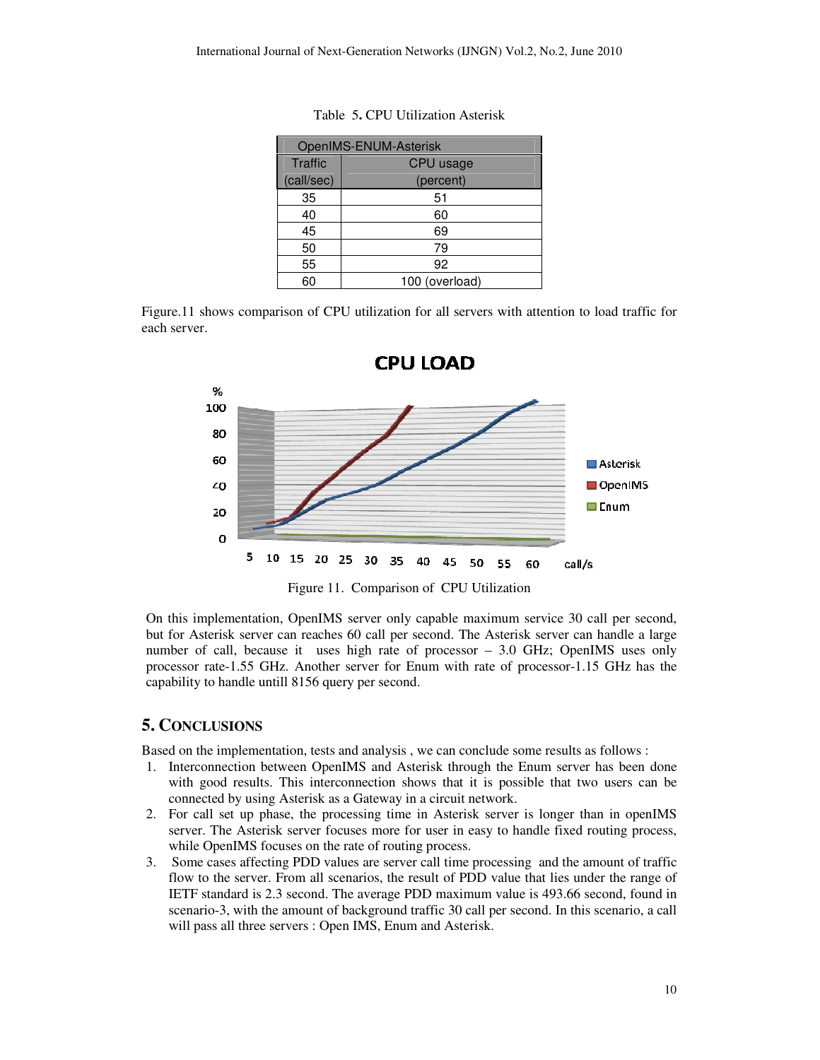Table 5. CPU Utilization Asterisk

| OpenIMS-ENUM-Asterisk | |
|---|---|
| Traffic (call/sec) | CPU usage (percent) |
| 35 | 51 |
| 40 | 60 |
| 45 | 69 |
| 50 | 79 |
| 55 | 92 |
| 60 | 100 (overload) |

Figure.11 shows comparison of CPU utilization for all servers with attention to load traffic for each server.

Figure 11. Comparison of CPU Utilization

On this implementation, OpenIMS server only capable maximum service 30 call per second, but for Asterisk server can reaches 60 call per second. The Asterisk server can handle a large number of call, because it uses high rate of processor – 3.0 GHz; OpenIMS uses only processor rate-1.55 GHz. Another server for Enum with rate of processor-1.15 GHz has the capability to handle untill 8156 query per second.

## 5. Conclusions

Based on the implementation, tests and analysis , we can conclude some results as follows :

1. Interconnection between OpenIMS and Asterisk through the Enum server has been done with good results. This interconnection shows that it is possible that two users can be connected by using Asterisk as a Gateway in a circuit network.
2. For call set up phase, the processing time in Asterisk server is longer than in openIMS server. The Asterisk server focuses more for user in easy to handle fixed routing process, while OpenIMS focuses on the rate of routing process.
3. Some cases affecting PDD values are server call time processing and the amount of traffic flow to the server. From all scenarios, the result of PDD value that lies under the range of IETF standard is 2.3 second. The average PDD maximum value is 493.66 second, found in scenario-3, with the amount of background traffic 30 call per second. In this scenario, a call will pass all three servers : Open IMS, Enum and Asterisk.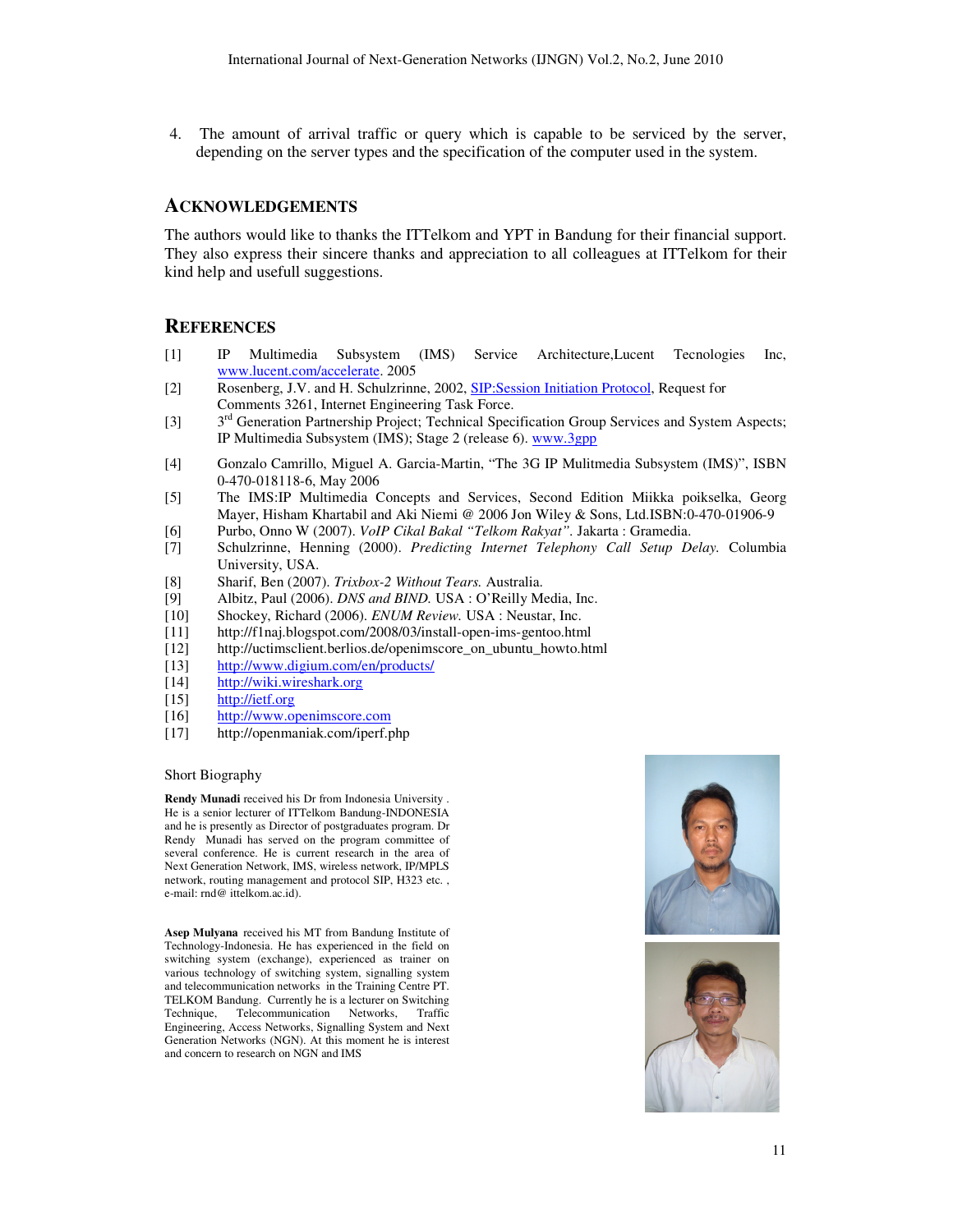4. The amount of arrival traffic or query which is capable to be serviced by the server, depending on the server types and the specification of the computer used in the system.

## ACKNOWLEDGEMENTS

The authors would like to thanks the ITTelkom and YPT in Bandung for their financial support. They also express their sincere thanks and appreciation to all colleagues at ITTelkom for their kind help and usefull suggestions.

## REFERENCES

[1] IP Multimedia Subsystem (IMS) Service Architecture,Lucent Tecnologies Inc, www.lucent.com/accelerate. 2005

[2] Rosenberg, J.V. and H. Schulzrinne, 2002, SIP:Session Initiation Protocol, Request for Comments 3261, Internet Engineering Task Force.

[3] 3rd Generation Partnership Project; Technical Specification Group Services and System Aspects; IP Multimedia Subsystem (IMS); Stage 2 (release 6). www.3gpp

[4] Gonzalo Camrillo, Miguel A. Garcia-Martin, "The 3G IP Mulitmedia Subsystem (IMS)", ISBN 0-470-018118-6, May 2006

[5] The IMS:IP Multimedia Concepts and Services, Second Edition Miikka poikselka, Georg Mayer, Hisham Khartabil and Aki Niemi @ 2006 Jon Wiley & Sons, Ltd.ISBN:0-470-01906-9

[6] Purbo, Onno W (2007). *VoIP Cikal Bakal "Telkom Rakyat".* Jakarta : Gramedia.

[7] Schulzrinne, Henning (2000). *Predicting Internet Telephony Call Setup Delay.* Columbia University, USA.

[8] Sharif, Ben (2007). *Trixbox-2 Without Tears.* Australia.

[9] Albitz, Paul (2006). *DNS and BIND.* USA : O'Reilly Media, Inc.

[10] Shockey, Richard (2006). *ENUM Review.* USA : Neustar, Inc.

[11] http://f1naj.blogspot.com/2008/03/install-open-ims-gentoo.html

[12] http://uctimsclient.berlios.de/openimscore_on_ubuntu_howto.html

[13] http://www.digium.com/en/products/

[14] http://wiki.wireshark.org

[15] http://ietf.org

[16] http://www.openimscore.com

[17] http://openmaniak.com/iperf.php

Short Biography

**Rendy Munadi** received his Dr from Indonesia University . He is a senior lecturer of ITTelkom Bandung-INDONESIA and he is presently as Director of postgraduates program. Dr Rendy Munadi has served on the program committee of several conference. He is current research in the area of Next Generation Network, IMS, wireless network, IP/MPLS network, routing management and protocol SIP, H323 etc. , e-mail: rnd@ ittelkom.ac.id).

**Asep Mulyana** received his MT from Bandung Institute of Technology-Indonesia. He has experienced in the field on switching system (exchange), experienced as trainer on various technology of switching system, signalling system and telecommunication networks in the Training Centre PT. TELKOM Bandung. Currently he is a lecturer on Switching Technique, Telecommunication Networks, Traffic Engineering, Access Networks, Signalling System and Next Generation Networks (NGN). At this moment he is interest and concern to research on NGN and IMS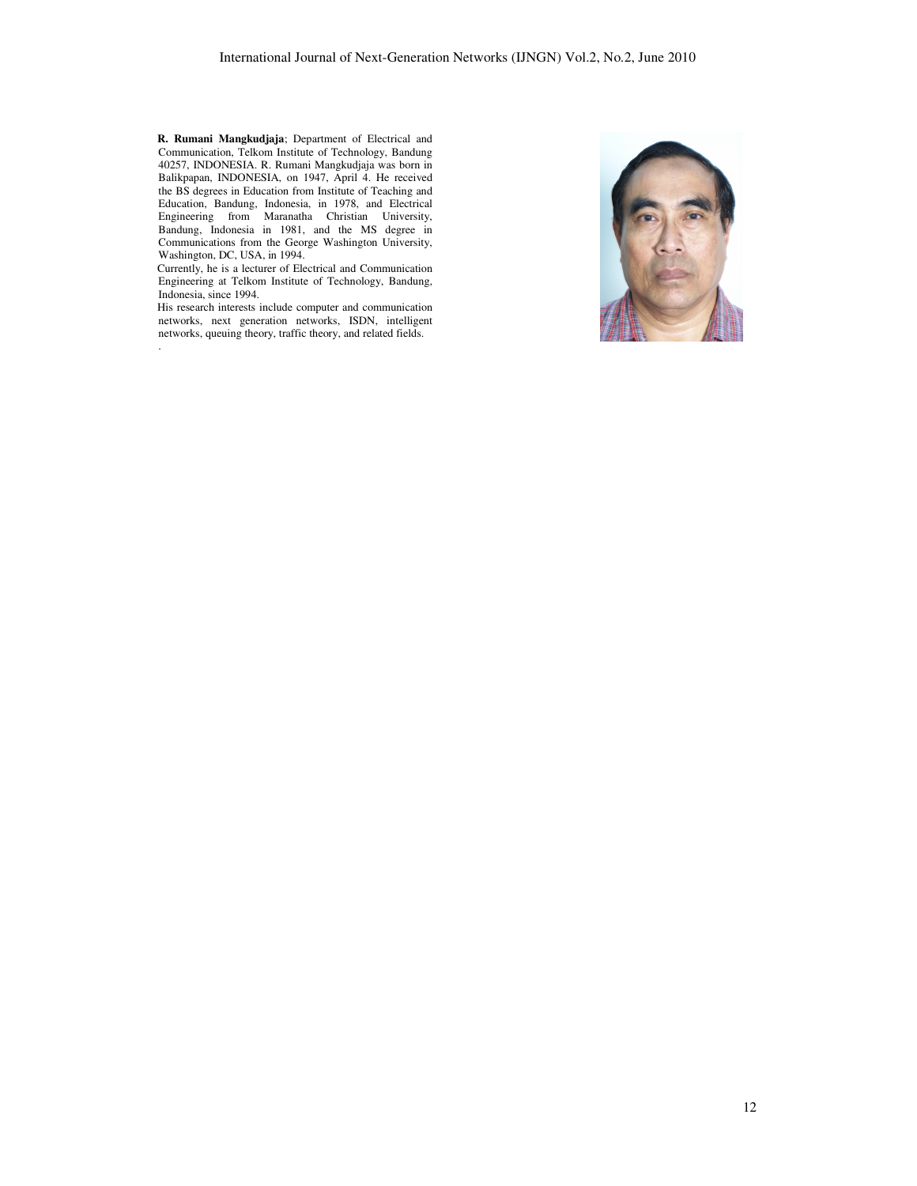**R. Rumani Mangkudjaja**; Department of Electrical and Communication, Telkom Institute of Technology, Bandung 40257, INDONESIA. R. Rumani Mangkudjaja was born in Balikpapan, INDONESIA, on 1947, April 4. He received the BS degrees in Education from Institute of Teaching and Education, Bandung, Indonesia, in 1978, and Electrical Engineering from Maranatha Christian University, Bandung, Indonesia in 1981, and the MS degree in Communications from the George Washington University, Washington, DC, USA, in 1994.

Currently, he is a lecturer of Electrical and Communication Engineering at Telkom Institute of Technology, Bandung, Indonesia, since 1994.

His research interests include computer and communication networks, next generation networks, ISDN, intelligent networks, queuing theory, traffic theory, and related fields.

.